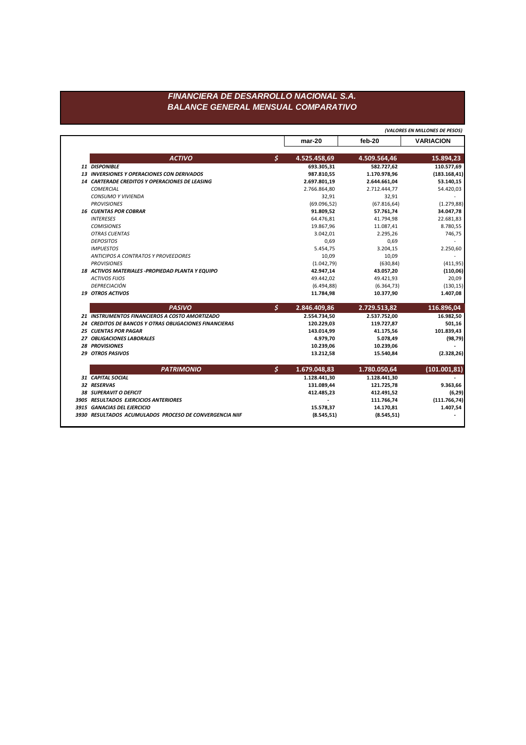# FINANCIERA DE DESARROLLO NACIONAL S.A.
## BALANCE GENERAL MENSUAL COMPARATIVO

*(VALORES EN MILLONES DE PESOS)*

| | | | mar-20 | feb-20 | VARIACION |
|---|---|---|---|---|---|
| | **ACTIVO** | $ | **4.525.458,69** | **4.509.564,46** | **15.894,23** |
| 11 | **DISPONIBLE** | | **693.305,31** | **582.727,62** | **110.577,69** |
| 13 | **INVERSIONES Y OPERACIONES CON DERIVADOS** | | **987.810,55** | **1.170.978,96** | **(183.168,41)** |
| 14 | **CARTERADE CREDITOS Y OPERACIONES DE LEASING** | | **2.697.801,19** | **2.644.661,04** | **53.140,15** |
| | *COMERCIAL* | | 2.766.864,80 | 2.712.444,77 | 54.420,03 |
| | *CONSUMO Y VIVIENDA* | | 32,91 | 32,91 | - |
| | *PROVISIONES* | | (69.096,52) | (67.816,64) | (1.279,88) |
| 16 | **CUENTAS POR COBRAR** | | **91.809,52** | **57.761,74** | **34.047,78** |
| | *INTERESES* | | 64.476,81 | 41.794,98 | 22.681,83 |
| | *COMISIONES* | | 19.867,96 | 11.087,41 | 8.780,55 |
| | *OTRAS CUENTAS* | | 3.042,01 | 2.295,26 | 746,75 |
| | *DEPOSITOS* | | 0,69 | 0,69 | - |
| | *IMPUESTOS* | | 5.454,75 | 3.204,15 | 2.250,60 |
| | *ANTICIPOS A CONTRATOS Y PROVEEDORES* | | 10,09 | 10,09 | - |
| | *PROVISIONES* | | (1.042,79) | (630,84) | (411,95) |
| 18 | **ACTIVOS MATERIALES -PROPIEDAD PLANTA Y EQUIPO** | | **42.947,14** | **43.057,20** | **(110,06)** |
| | *ACTIVOS FIJOS* | | 49.442,02 | 49.421,93 | 20,09 |
| | *DEPRECIACIÓN* | | (6.494,88) | (6.364,73) | (130,15) |
| 19 | **OTROS ACTIVOS** | | **11.784,98** | **10.377,90** | **1.407,08** |
| | **PASIVO** | $ | **2.846.409,86** | **2.729.513,82** | **116.896,04** |
| 21 | **INSTRUMENTOS FINANCIEROS A COSTO AMORTIZADO** | | **2.554.734,50** | **2.537.752,00** | **16.982,50** |
| 24 | **CREDITOS DE BANCOS Y OTRAS OBLIGACIONES FINANCIERAS** | | **120.229,03** | **119.727,87** | **501,16** |
| 25 | **CUENTAS POR PAGAR** | | **143.014,99** | **41.175,56** | **101.839,43** |
| 27 | **OBLIGACIONES LABORALES** | | **4.979,70** | **5.078,49** | **(98,79)** |
| 28 | **PROVISIONES** | | **10.239,06** | **10.239,06** | **-** |
| 29 | **OTROS PASIVOS** | | **13.212,58** | **15.540,84** | **(2.328,26)** |
| | **PATRIMONIO** | $ | **1.679.048,83** | **1.780.050,64** | **(101.001,81)** |
| 31 | **CAPITAL SOCIAL** | | **1.128.441,30** | **1.128.441,30** | **-** |
| 32 | **RESERVAS** | | **131.089,44** | **121.725,78** | **9.363,66** |
| 38 | **SUPERAVIT O DEFICIT** | | **412.485,23** | **412.491,52** | **(6,29)** |
| 3905 | **RESULTADOS EJERCICIOS ANTERIORES** | | **-** | **111.766,74** | **(111.766,74)** |
| 3915 | **GANACIAS DEL EJERCICIO** | | **15.578,37** | **14.170,81** | **1.407,54** |
| 3930 | **RESULTADOS ACUMULADOS PROCESO DE CONVERGENCIA NIIF** | | **(8.545,51)** | **(8.545,51)** | **-** |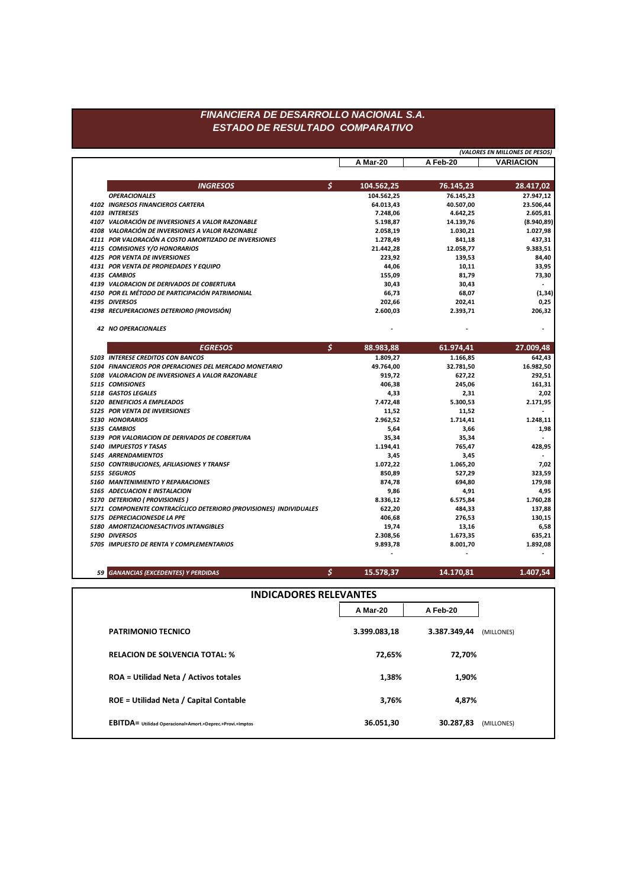# FINANCIERA DE DESARROLLO NACIONAL S.A.
## ESTADO DE RESULTADO COMPARATIVO

*(VALORES EN MILLONES DE PESOS)*

| | | A Mar-20 | A Feb-20 | VARIACION |
|---|---|---|---|---|
| ***INGRESOS*** | $ | **104.562,25** | **76.145,23** | **28.417,02** |
| ***OPERACIONALES*** | | **104.562,25** | **76.145,23** | **27.947,12** |
| ***4102 INGRESOS FINANCIEROS CARTERA*** | | **64.013,43** | **40.507,00** | **23.506,44** |
| ***4103 INTERESES*** | | **7.248,06** | **4.642,25** | **2.605,81** |
| ***4107 VALORACIÓN DE INVERSIONES A VALOR RAZONABLE*** | | **5.198,87** | **14.139,76** | **(8.940,89)** |
| ***4108 VALORACIÓN DE INVERSIONES A VALOR RAZONABLE*** | | **2.058,19** | **1.030,21** | **1.027,98** |
| ***4111 POR VALORACIÓN A COSTO AMORTIZADO DE INVERSIONES*** | | **1.278,49** | **841,18** | **437,31** |
| ***4115 COMISIONES Y/O HONORARIOS*** | | **21.442,28** | **12.058,77** | **9.383,51** |
| ***4125 POR VENTA DE INVERSIONES*** | | **223,92** | **139,53** | **84,40** |
| ***4131 POR VENTA DE PROPIEDADES Y EQUIPO*** | | **44,06** | **10,11** | **33,95** |
| ***4135 CAMBIOS*** | | **155,09** | **81,79** | **73,30** |
| ***4139 VALORACION DE DERIVADOS DE COBERTURA*** | | **30,43** | **30,43** | **-** |
| ***4150 POR EL MÉTODO DE PARTICIPACIÓN PATRIMONIAL*** | | **66,73** | **68,07** | **(1,34)** |
| ***4195 DIVERSOS*** | | **202,66** | **202,41** | **0,25** |
| ***4198 RECUPERACIONES DETERIORO (PROVISIÓN)*** | | **2.600,03** | **2.393,71** | **206,32** |
| ***42 NO OPERACIONALES*** | | **-** | **-** | **-** |
| ***EGRESOS*** | $ | **88.983,88** | **61.974,41** | **27.009,48** |
| ***5103 INTERESE CREDITOS CON BANCOS*** | | **1.809,27** | **1.166,85** | **642,43** |
| ***5104 FINANCIEROS POR OPERACIONES DEL MERCADO MONETARIO*** | | **49.764,00** | **32.781,50** | **16.982,50** |
| ***5108 VALORACION DE INVERSIONES A VALOR RAZONABLE*** | | **919,72** | **627,22** | **292,51** |
| ***5115 COMISIONES*** | | **406,38** | **245,06** | **161,31** |
| ***5118 GASTOS LEGALES*** | | **4,33** | **2,31** | **2,02** |
| ***5120 BENEFICIOS A EMPLEADOS*** | | **7.472,48** | **5.300,53** | **2.171,95** |
| ***5125 POR VENTA DE INVERSIONES*** | | **11,52** | **11,52** | **-** |
| ***5130 HONORARIOS*** | | **2.962,52** | **1.714,41** | **1.248,11** |
| ***5135 CAMBIOS*** | | **5,64** | **3,66** | **1,98** |
| ***5139 POR VALORIACION DE DERIVADOS DE COBERTURA*** | | **35,34** | **35,34** | **-** |
| ***5140 IMPUESTOS Y TASAS*** | | **1.194,41** | **765,47** | **428,95** |
| ***5145 ARRENDAMIENTOS*** | | **3,45** | **3,45** | **-** |
| ***5150 CONTRIBUCIONES, AFILIASIONES Y TRANSF*** | | **1.072,22** | **1.065,20** | **7,02** |
| ***5155 SEGUROS*** | | **850,89** | **527,29** | **323,59** |
| ***5160 MANTENIMIENTO Y REPARACIONES*** | | **874,78** | **694,80** | **179,98** |
| ***5165 ADECUACION E INSTALACION*** | | **9,86** | **4,91** | **4,95** |
| ***5170 DETERIORO ( PROVISIONES )*** | | **8.336,12** | **6.575,84** | **1.760,28** |
| ***5171 COMPONENTE CONTRACÍCLICO DETERIORO (PROVISIONES) INDIVIDUALES*** | | **622,20** | **484,33** | **137,88** |
| ***5175 DEPRECIACIONESDE LA PPE*** | | **406,68** | **276,53** | **130,15** |
| ***5180 AMORTIZACIONESACTIVOS INTANGIBLES*** | | **19,74** | **13,16** | **6,58** |
| ***5190 DIVERSOS*** | | **2.308,56** | **1.673,35** | **635,21** |
| ***5705 IMPUESTO DE RENTA Y COMPLEMENTARIOS*** | | **9.893,78** | **8.001,70** | **1.892,08** |
| | | **-** | **-** | **-** |
| ***59 GANANCIAS (EXCEDENTES) Y PERDIDAS*** | $ | **15.578,37** | **14.170,81** | **1.407,54** |

## INDICADORES RELEVANTES

| | A Mar-20 | A Feb-20 | |
|---|---|---|---|
| **PATRIMONIO TECNICO** | **3.399.083,18** | **3.387.349,44** | (MILLONES) |
| **RELACION DE SOLVENCIA TOTAL: %** | **72,65%** | **72,70%** | |
| **ROA = Utilidad Neta / Activos totales** | **1,38%** | **1,90%** | |
| **ROE = Utilidad Neta / Capital Contable** | **3,76%** | **4,87%** | |
| **EBITDA=** Utilidad Operacional+Amort.+Deprec.+Provi.+Imptos | **36.051,30** | **30.287,83** | (MILLONES) |